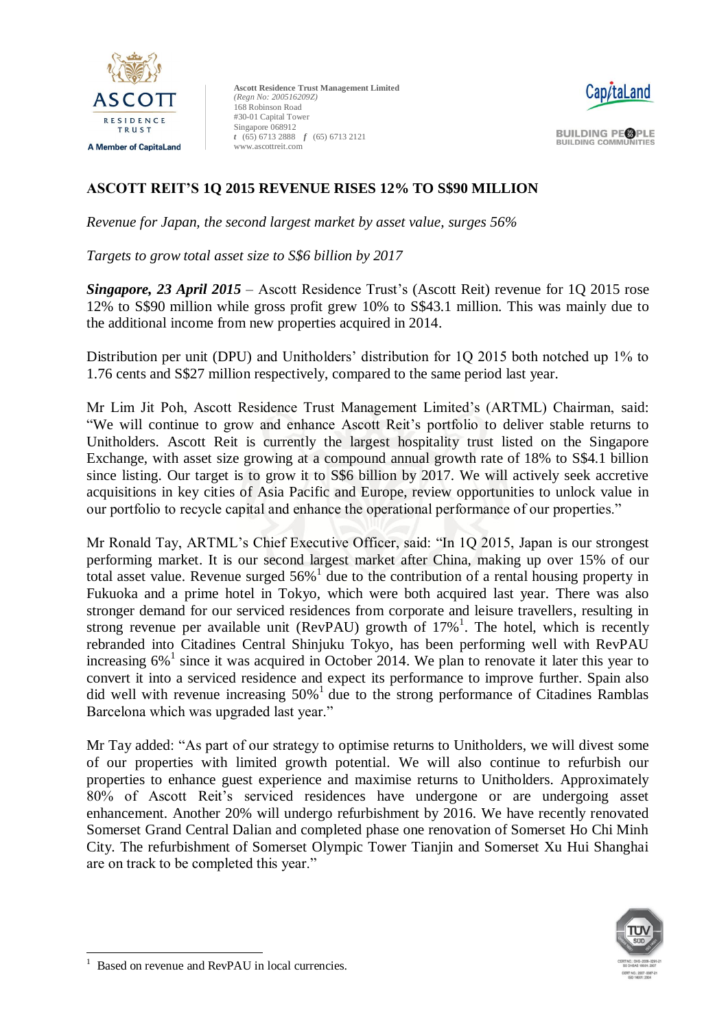Ascott Residence Trust Management Limited
*(Regn No: 200516209Z)*
168 Robinson Road
#30-01 Capital Tower
Singapore 068912
t (65) 6713 2888 f (65) 6713 2121
www.ascottreit.com

# ASCOTT REIT'S 1Q 2015 REVENUE RISES 12% TO S$90 MILLION

*Revenue for Japan, the second largest market by asset value, surges 56%*

*Targets to grow total asset size to S$6 billion by 2017*

***Singapore, 23 April 2015*** – Ascott Residence Trust's (Ascott Reit) revenue for 1Q 2015 rose 12% to S$90 million while gross profit grew 10% to S$43.1 million. This was mainly due to the additional income from new properties acquired in 2014.

Distribution per unit (DPU) and Unitholders' distribution for 1Q 2015 both notched up 1% to 1.76 cents and S$27 million respectively, compared to the same period last year.

Mr Lim Jit Poh, Ascott Residence Trust Management Limited's (ARTML) Chairman, said: "We will continue to grow and enhance Ascott Reit's portfolio to deliver stable returns to Unitholders. Ascott Reit is currently the largest hospitality trust listed on the Singapore Exchange, with asset size growing at a compound annual growth rate of 18% to S$4.1 billion since listing. Our target is to grow it to S$6 billion by 2017. We will actively seek accretive acquisitions in key cities of Asia Pacific and Europe, review opportunities to unlock value in our portfolio to recycle capital and enhance the operational performance of our properties."

Mr Ronald Tay, ARTML's Chief Executive Officer, said: "In 1Q 2015, Japan is our strongest performing market. It is our second largest market after China, making up over 15% of our total asset value. Revenue surged 56%[1] due to the contribution of a rental housing property in Fukuoka and a prime hotel in Tokyo, which were both acquired last year. There was also stronger demand for our serviced residences from corporate and leisure travellers, resulting in strong revenue per available unit (RevPAU) growth of 17%[1]. The hotel, which is recently rebranded into Citadines Central Shinjuku Tokyo, has been performing well with RevPAU increasing 6%[1] since it was acquired in October 2014. We plan to renovate it later this year to convert it into a serviced residence and expect its performance to improve further. Spain also did well with revenue increasing 50%[1] due to the strong performance of Citadines Ramblas Barcelona which was upgraded last year."

Mr Tay added: "As part of our strategy to optimise returns to Unitholders, we will divest some of our properties with limited growth potential. We will also continue to refurbish our properties to enhance guest experience and maximise returns to Unitholders. Approximately 80% of Ascott Reit's serviced residences have undergone or are undergoing asset enhancement. Another 20% will undergo refurbishment by 2016. We have recently renovated Somerset Grand Central Dalian and completed phase one renovation of Somerset Ho Chi Minh City. The refurbishment of Somerset Olympic Tower Tianjin and Somerset Xu Hui Shanghai are on track to be completed this year."

[1] Based on revenue and RevPAU in local currencies.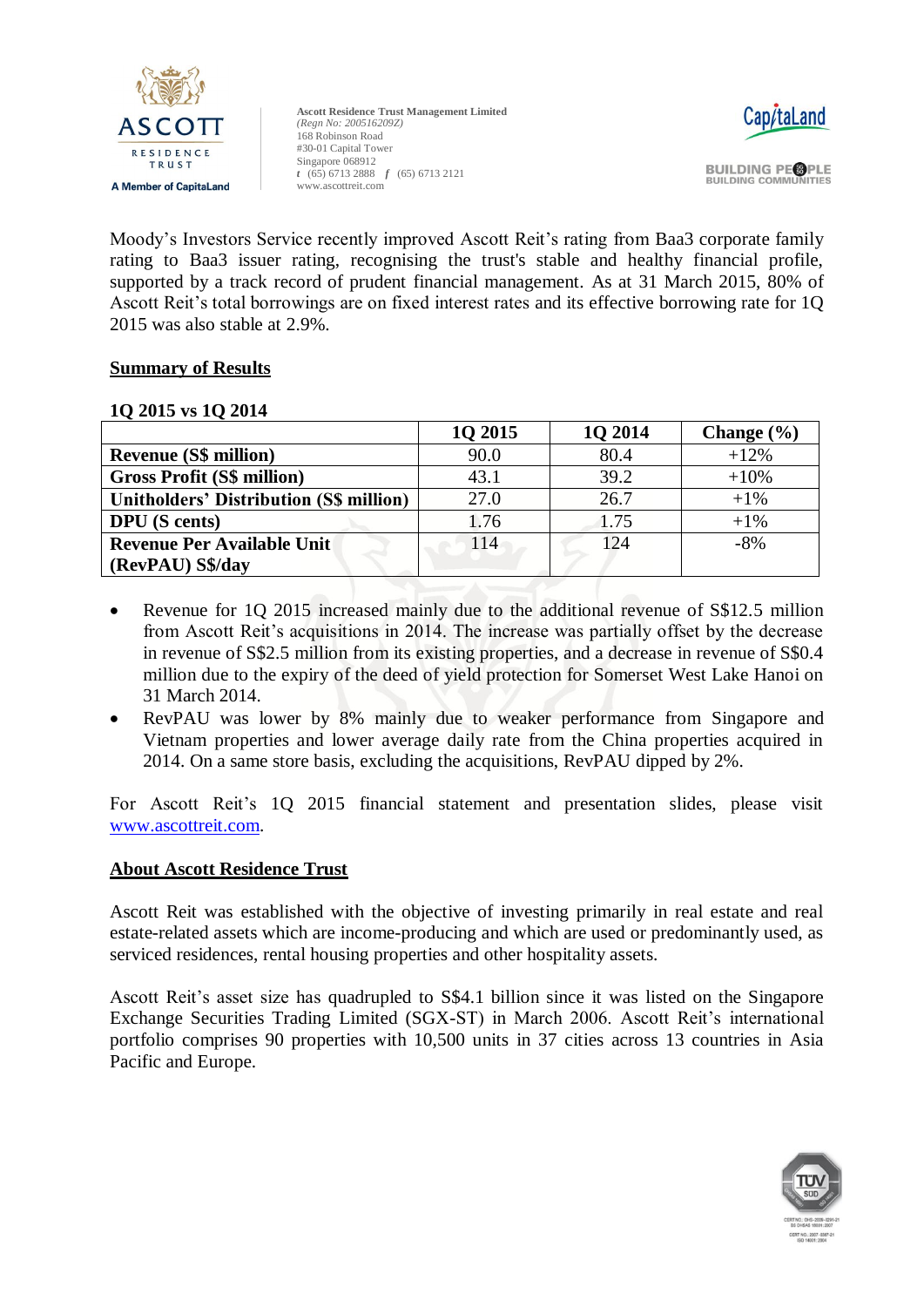Moody's Investors Service recently improved Ascott Reit's rating from Baa3 corporate family rating to Baa3 issuer rating, recognising the trust's stable and healthy financial profile, supported by a track record of prudent financial management. As at 31 March 2015, 80% of Ascott Reit's total borrowings are on fixed interest rates and its effective borrowing rate for 1Q 2015 was also stable at 2.9%.

**Summary of Results**

**1Q 2015 vs 1Q 2014**

| | 1Q 2015 | 1Q 2014 | Change (%) |
|---|---|---|---|
| **Revenue (S$ million)** | 90.0 | 80.4 | +12% |
| **Gross Profit (S$ million)** | 43.1 | 39.2 | +10% |
| **Unitholders' Distribution (S$ million)** | 27.0 | 26.7 | +1% |
| **DPU (S cents)** | 1.76 | 1.75 | +1% |
| **Revenue Per Available Unit (RevPAU) S$/day** | 114 | 124 | -8% |

- Revenue for 1Q 2015 increased mainly due to the additional revenue of S$12.5 million from Ascott Reit's acquisitions in 2014. The increase was partially offset by the decrease in revenue of S$2.5 million from its existing properties, and a decrease in revenue of S$0.4 million due to the expiry of the deed of yield protection for Somerset West Lake Hanoi on 31 March 2014.
- RevPAU was lower by 8% mainly due to weaker performance from Singapore and Vietnam properties and lower average daily rate from the China properties acquired in 2014. On a same store basis, excluding the acquisitions, RevPAU dipped by 2%.

For Ascott Reit's 1Q 2015 financial statement and presentation slides, please visit www.ascottreit.com.

**About Ascott Residence Trust**

Ascott Reit was established with the objective of investing primarily in real estate and real estate-related assets which are income-producing and which are used or predominantly used, as serviced residences, rental housing properties and other hospitality assets.

Ascott Reit's asset size has quadrupled to S$4.1 billion since it was listed on the Singapore Exchange Securities Trading Limited (SGX-ST) in March 2006. Ascott Reit's international portfolio comprises 90 properties with 10,500 units in 37 cities across 13 countries in Asia Pacific and Europe.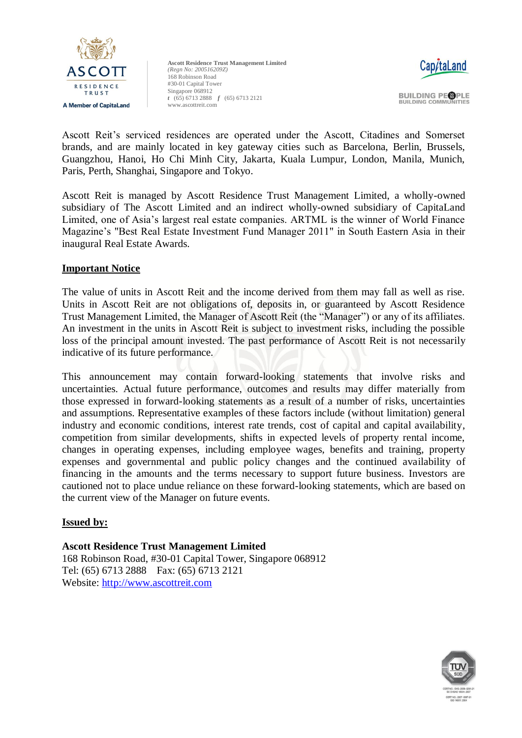Ascott Reit's serviced residences are operated under the Ascott, Citadines and Somerset brands, and are mainly located in key gateway cities such as Barcelona, Berlin, Brussels, Guangzhou, Hanoi, Ho Chi Minh City, Jakarta, Kuala Lumpur, London, Manila, Munich, Paris, Perth, Shanghai, Singapore and Tokyo.

Ascott Reit is managed by Ascott Residence Trust Management Limited, a wholly-owned subsidiary of The Ascott Limited and an indirect wholly-owned subsidiary of CapitaLand Limited, one of Asia's largest real estate companies. ARTML is the winner of World Finance Magazine's "Best Real Estate Investment Fund Manager 2011" in South Eastern Asia in their inaugural Real Estate Awards.

**Important Notice**

The value of units in Ascott Reit and the income derived from them may fall as well as rise. Units in Ascott Reit are not obligations of, deposits in, or guaranteed by Ascott Residence Trust Management Limited, the Manager of Ascott Reit (the "Manager") or any of its affiliates. An investment in the units in Ascott Reit is subject to investment risks, including the possible loss of the principal amount invested. The past performance of Ascott Reit is not necessarily indicative of its future performance.

This announcement may contain forward-looking statements that involve risks and uncertainties. Actual future performance, outcomes and results may differ materially from those expressed in forward-looking statements as a result of a number of risks, uncertainties and assumptions. Representative examples of these factors include (without limitation) general industry and economic conditions, interest rate trends, cost of capital and capital availability, competition from similar developments, shifts in expected levels of property rental income, changes in operating expenses, including employee wages, benefits and training, property expenses and governmental and public policy changes and the continued availability of financing in the amounts and the terms necessary to support future business. Investors are cautioned not to place undue reliance on these forward-looking statements, which are based on the current view of the Manager on future events.

**Issued by:**

**Ascott Residence Trust Management Limited**
168 Robinson Road, #30-01 Capital Tower, Singapore 068912
Tel: (65) 6713 2888 Fax: (65) 6713 2121
Website: http://www.ascottreit.com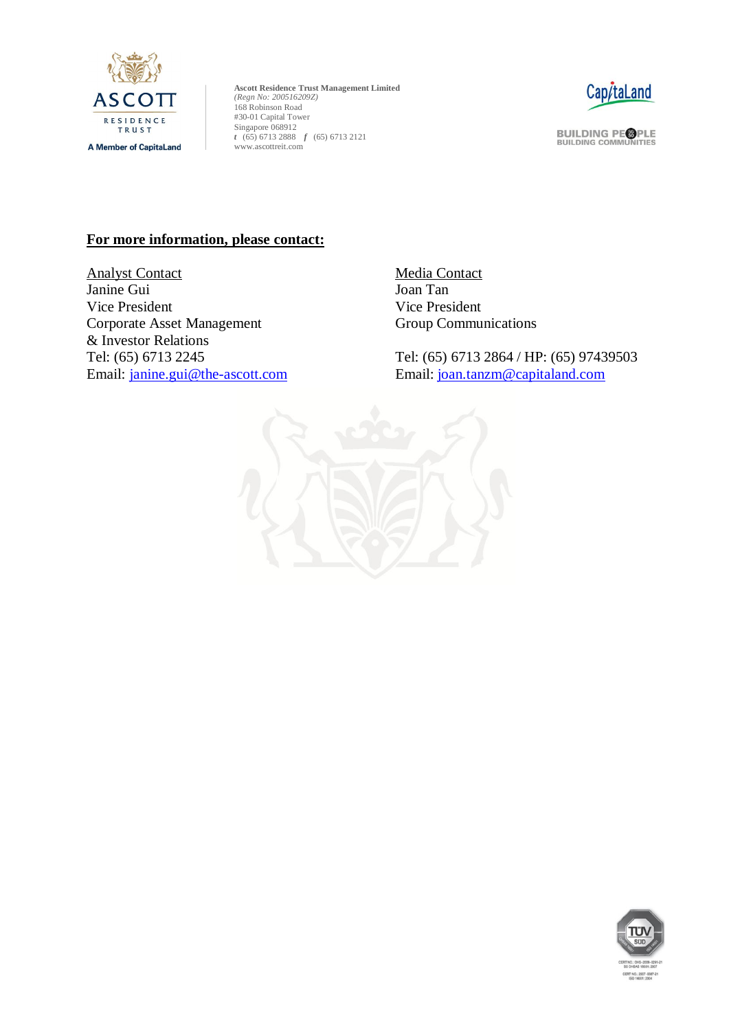**For more information, please contact:**

Analyst Contact
Janine Gui
Vice President
Corporate Asset Management
& Investor Relations
Tel: (65) 6713 2245
Email: janine.gui@the-ascott.com

Media Contact
Joan Tan
Vice President
Group Communications

Tel: (65) 6713 2864 / HP: (65) 97439503
Email: joan.tanzm@capitaland.com